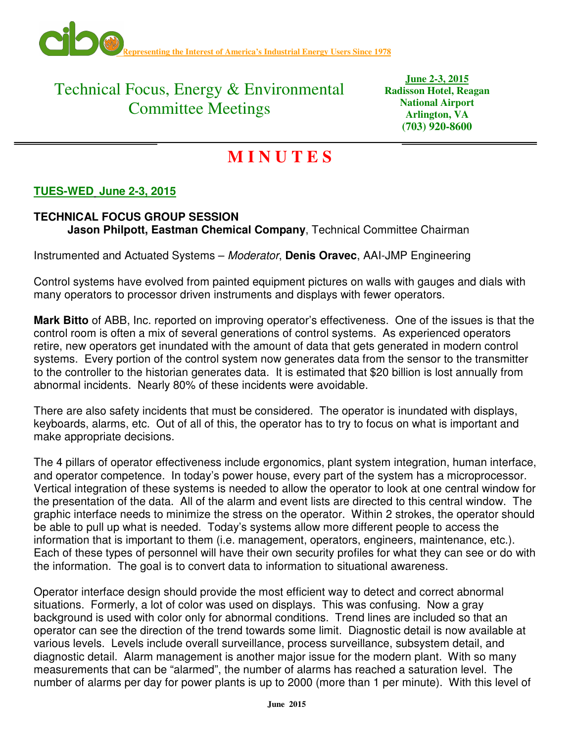Representing the Interest of America's Industrial Energy Users Since 1978

# Technical Focus, Energy & Environmental Committee Meetings

**June 2-3, 2015**
**Radisson Hotel, Reagan National Airport**
**Arlington, VA**
**(703) 920-8600**

# M I N U T E S

## TUES-WED June 2-3, 2015

**TECHNICAL FOCUS GROUP SESSION**
**Jason Philpott, Eastman Chemical Company**, Technical Committee Chairman

Instrumented and Actuated Systems – *Moderator*, **Denis Oravec**, AAI-JMP Engineering

Control systems have evolved from painted equipment pictures on walls with gauges and dials with many operators to processor driven instruments and displays with fewer operators.

**Mark Bitto** of ABB, Inc. reported on improving operator's effectiveness. One of the issues is that the control room is often a mix of several generations of control systems. As experienced operators retire, new operators get inundated with the amount of data that gets generated in modern control systems. Every portion of the control system now generates data from the sensor to the transmitter to the controller to the historian generates data. It is estimated that $20 billion is lost annually from abnormal incidents. Nearly 80% of these incidents were avoidable.

There are also safety incidents that must be considered. The operator is inundated with displays, keyboards, alarms, etc. Out of all of this, the operator has to try to focus on what is important and make appropriate decisions.

The 4 pillars of operator effectiveness include ergonomics, plant system integration, human interface, and operator competence. In today's power house, every part of the system has a microprocessor. Vertical integration of these systems is needed to allow the operator to look at one central window for the presentation of the data. All of the alarm and event lists are directed to this central window. The graphic interface needs to minimize the stress on the operator. Within 2 strokes, the operator should be able to pull up what is needed. Today's systems allow more different people to access the information that is important to them (i.e. management, operators, engineers, maintenance, etc.). Each of these types of personnel will have their own security profiles for what they can see or do with the information. The goal is to convert data to information to situational awareness.

Operator interface design should provide the most efficient way to detect and correct abnormal situations. Formerly, a lot of color was used on displays. This was confusing. Now a gray background is used with color only for abnormal conditions. Trend lines are included so that an operator can see the direction of the trend towards some limit. Diagnostic detail is now available at various levels. Levels include overall surveillance, process surveillance, subsystem detail, and diagnostic detail. Alarm management is another major issue for the modern plant. With so many measurements that can be "alarmed", the number of alarms has reached a saturation level. The number of alarms per day for power plants is up to 2000 (more than 1 per minute). With this level of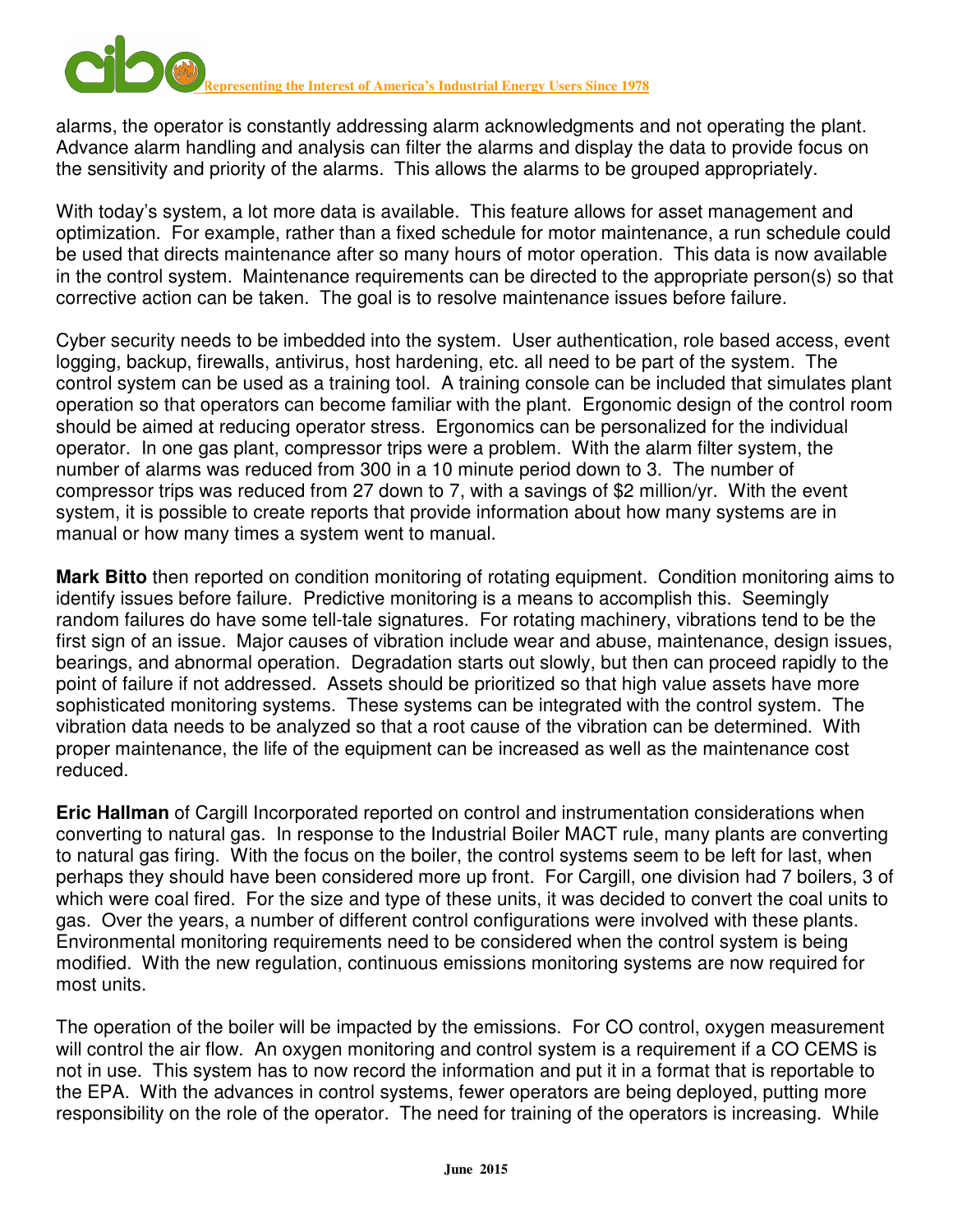alarms, the operator is constantly addressing alarm acknowledgments and not operating the plant. Advance alarm handling and analysis can filter the alarms and display the data to provide focus on the sensitivity and priority of the alarms. This allows the alarms to be grouped appropriately.

With today's system, a lot more data is available. This feature allows for asset management and optimization. For example, rather than a fixed schedule for motor maintenance, a run schedule could be used that directs maintenance after so many hours of motor operation. This data is now available in the control system. Maintenance requirements can be directed to the appropriate person(s) so that corrective action can be taken. The goal is to resolve maintenance issues before failure.

Cyber security needs to be imbedded into the system. User authentication, role based access, event logging, backup, firewalls, antivirus, host hardening, etc. all need to be part of the system. The control system can be used as a training tool. A training console can be included that simulates plant operation so that operators can become familiar with the plant. Ergonomic design of the control room should be aimed at reducing operator stress. Ergonomics can be personalized for the individual operator. In one gas plant, compressor trips were a problem. With the alarm filter system, the number of alarms was reduced from 300 in a 10 minute period down to 3. The number of compressor trips was reduced from 27 down to 7, with a savings of $2 million/yr. With the event system, it is possible to create reports that provide information about how many systems are in manual or how many times a system went to manual.

**Mark Bitto** then reported on condition monitoring of rotating equipment. Condition monitoring aims to identify issues before failure. Predictive monitoring is a means to accomplish this. Seemingly random failures do have some tell-tale signatures. For rotating machinery, vibrations tend to be the first sign of an issue. Major causes of vibration include wear and abuse, maintenance, design issues, bearings, and abnormal operation. Degradation starts out slowly, but then can proceed rapidly to the point of failure if not addressed. Assets should be prioritized so that high value assets have more sophisticated monitoring systems. These systems can be integrated with the control system. The vibration data needs to be analyzed so that a root cause of the vibration can be determined. With proper maintenance, the life of the equipment can be increased as well as the maintenance cost reduced.

**Eric Hallman** of Cargill Incorporated reported on control and instrumentation considerations when converting to natural gas. In response to the Industrial Boiler MACT rule, many plants are converting to natural gas firing. With the focus on the boiler, the control systems seem to be left for last, when perhaps they should have been considered more up front. For Cargill, one division had 7 boilers, 3 of which were coal fired. For the size and type of these units, it was decided to convert the coal units to gas. Over the years, a number of different control configurations were involved with these plants. Environmental monitoring requirements need to be considered when the control system is being modified. With the new regulation, continuous emissions monitoring systems are now required for most units.

The operation of the boiler will be impacted by the emissions. For CO control, oxygen measurement will control the air flow. An oxygen monitoring and control system is a requirement if a CO CEMS is not in use. This system has to now record the information and put it in a format that is reportable to the EPA. With the advances in control systems, fewer operators are being deployed, putting more responsibility on the role of the operator. The need for training of the operators is increasing. While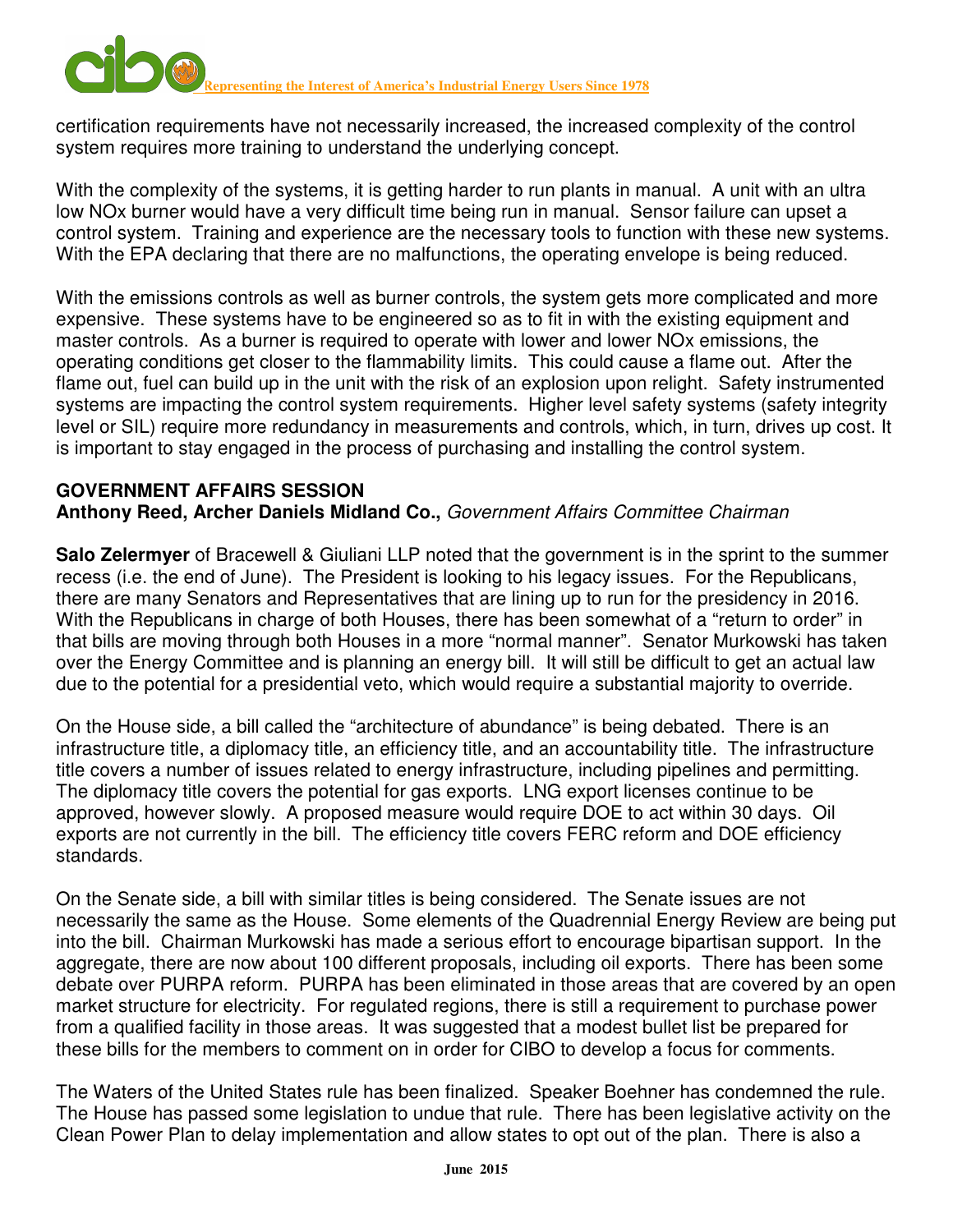certification requirements have not necessarily increased, the increased complexity of the control system requires more training to understand the underlying concept.

With the complexity of the systems, it is getting harder to run plants in manual. A unit with an ultra low NOx burner would have a very difficult time being run in manual. Sensor failure can upset a control system. Training and experience are the necessary tools to function with these new systems. With the EPA declaring that there are no malfunctions, the operating envelope is being reduced.

With the emissions controls as well as burner controls, the system gets more complicated and more expensive. These systems have to be engineered so as to fit in with the existing equipment and master controls. As a burner is required to operate with lower and lower NOx emissions, the operating conditions get closer to the flammability limits. This could cause a flame out. After the flame out, fuel can build up in the unit with the risk of an explosion upon relight. Safety instrumented systems are impacting the control system requirements. Higher level safety systems (safety integrity level or SIL) require more redundancy in measurements and controls, which, in turn, drives up cost. It is important to stay engaged in the process of purchasing and installing the control system.

## GOVERNMENT AFFAIRS SESSION

**Anthony Reed, Archer Daniels Midland Co.,** *Government Affairs Committee Chairman*

**Salo Zelermyer** of Bracewell & Giuliani LLP noted that the government is in the sprint to the summer recess (i.e. the end of June). The President is looking to his legacy issues. For the Republicans, there are many Senators and Representatives that are lining up to run for the presidency in 2016. With the Republicans in charge of both Houses, there has been somewhat of a "return to order" in that bills are moving through both Houses in a more "normal manner". Senator Murkowski has taken over the Energy Committee and is planning an energy bill. It will still be difficult to get an actual law due to the potential for a presidential veto, which would require a substantial majority to override.

On the House side, a bill called the "architecture of abundance" is being debated. There is an infrastructure title, a diplomacy title, an efficiency title, and an accountability title. The infrastructure title covers a number of issues related to energy infrastructure, including pipelines and permitting. The diplomacy title covers the potential for gas exports. LNG export licenses continue to be approved, however slowly. A proposed measure would require DOE to act within 30 days. Oil exports are not currently in the bill. The efficiency title covers FERC reform and DOE efficiency standards.

On the Senate side, a bill with similar titles is being considered. The Senate issues are not necessarily the same as the House. Some elements of the Quadrennial Energy Review are being put into the bill. Chairman Murkowski has made a serious effort to encourage bipartisan support. In the aggregate, there are now about 100 different proposals, including oil exports. There has been some debate over PURPA reform. PURPA has been eliminated in those areas that are covered by an open market structure for electricity. For regulated regions, there is still a requirement to purchase power from a qualified facility in those areas. It was suggested that a modest bullet list be prepared for these bills for the members to comment on in order for CIBO to develop a focus for comments.

The Waters of the United States rule has been finalized. Speaker Boehner has condemned the rule. The House has passed some legislation to undue that rule. There has been legislative activity on the Clean Power Plan to delay implementation and allow states to opt out of the plan. There is also a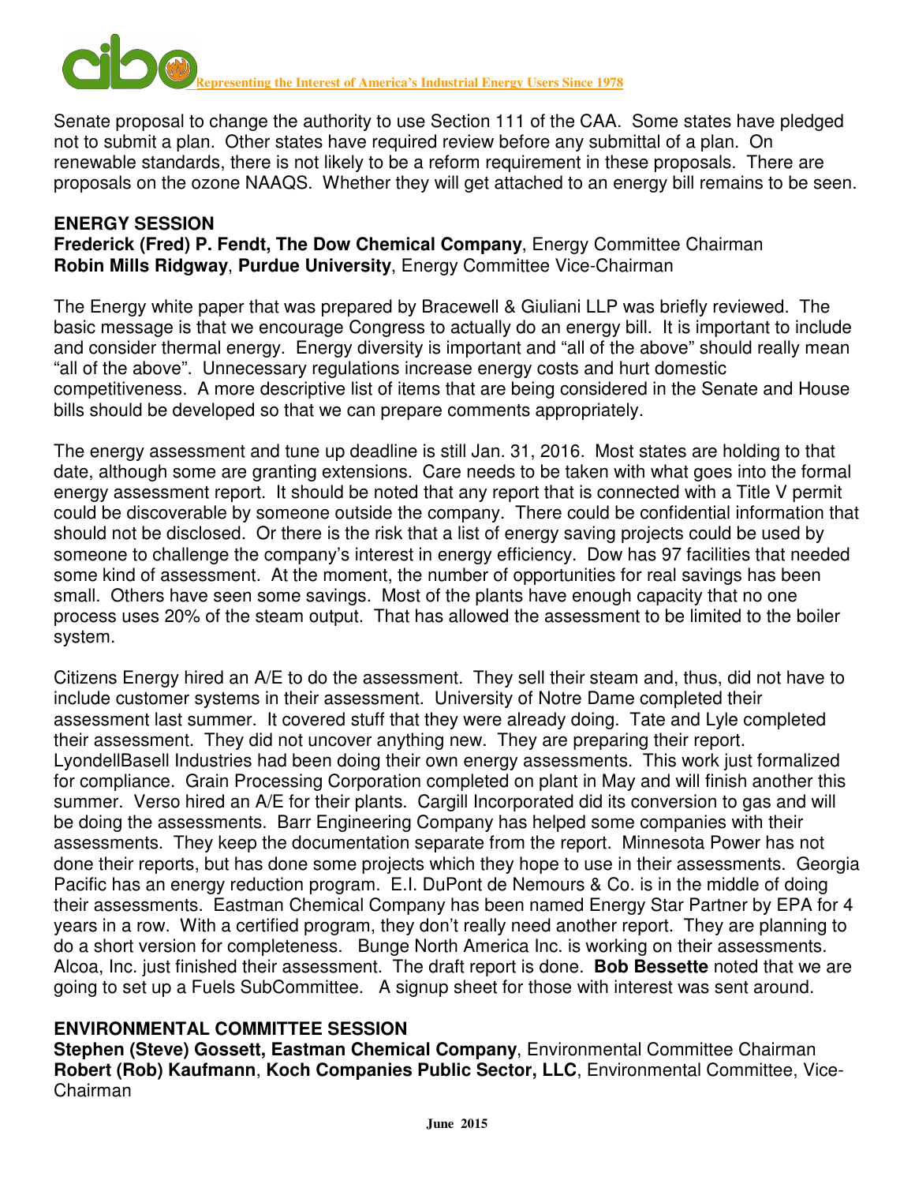Senate proposal to change the authority to use Section 111 of the CAA. Some states have pledged not to submit a plan. Other states have required review before any submittal of a plan. On renewable standards, there is not likely to be a reform requirement in these proposals. There are proposals on the ozone NAAQS. Whether they will get attached to an energy bill remains to be seen.

## ENERGY SESSION

**Frederick (Fred) P. Fendt, The Dow Chemical Company**, Energy Committee Chairman
**Robin Mills Ridgway**, **Purdue University**, Energy Committee Vice-Chairman

The Energy white paper that was prepared by Bracewell & Giuliani LLP was briefly reviewed. The basic message is that we encourage Congress to actually do an energy bill. It is important to include and consider thermal energy. Energy diversity is important and "all of the above" should really mean "all of the above". Unnecessary regulations increase energy costs and hurt domestic competitiveness. A more descriptive list of items that are being considered in the Senate and House bills should be developed so that we can prepare comments appropriately.

The energy assessment and tune up deadline is still Jan. 31, 2016. Most states are holding to that date, although some are granting extensions. Care needs to be taken with what goes into the formal energy assessment report. It should be noted that any report that is connected with a Title V permit could be discoverable by someone outside the company. There could be confidential information that should not be disclosed. Or there is the risk that a list of energy saving projects could be used by someone to challenge the company's interest in energy efficiency. Dow has 97 facilities that needed some kind of assessment. At the moment, the number of opportunities for real savings has been small. Others have seen some savings. Most of the plants have enough capacity that no one process uses 20% of the steam output. That has allowed the assessment to be limited to the boiler system.

Citizens Energy hired an A/E to do the assessment. They sell their steam and, thus, did not have to include customer systems in their assessment. University of Notre Dame completed their assessment last summer. It covered stuff that they were already doing. Tate and Lyle completed their assessment. They did not uncover anything new. They are preparing their report. LyondellBasell Industries had been doing their own energy assessments. This work just formalized for compliance. Grain Processing Corporation completed on plant in May and will finish another this summer. Verso hired an A/E for their plants. Cargill Incorporated did its conversion to gas and will be doing the assessments. Barr Engineering Company has helped some companies with their assessments. They keep the documentation separate from the report. Minnesota Power has not done their reports, but has done some projects which they hope to use in their assessments. Georgia Pacific has an energy reduction program. E.I. DuPont de Nemours & Co. is in the middle of doing their assessments. Eastman Chemical Company has been named Energy Star Partner by EPA for 4 years in a row. With a certified program, they don't really need another report. They are planning to do a short version for completeness. Bunge North America Inc. is working on their assessments. Alcoa, Inc. just finished their assessment. The draft report is done. **Bob Bessette** noted that we are going to set up a Fuels SubCommittee. A signup sheet for those with interest was sent around.

## ENVIRONMENTAL COMMITTEE SESSION

**Stephen (Steve) Gossett, Eastman Chemical Company**, Environmental Committee Chairman
**Robert (Rob) Kaufmann**, **Koch Companies Public Sector, LLC**, Environmental Committee, Vice-Chairman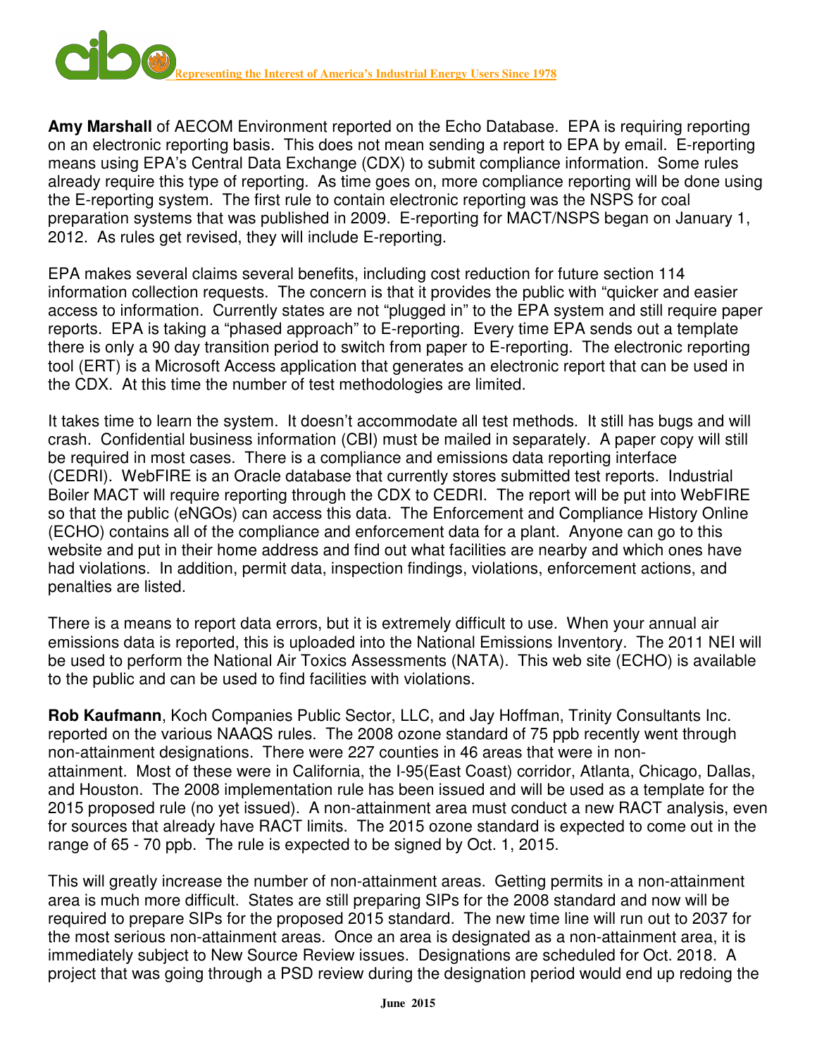**Amy Marshall** of AECOM Environment reported on the Echo Database. EPA is requiring reporting on an electronic reporting basis. This does not mean sending a report to EPA by email. E-reporting means using EPA's Central Data Exchange (CDX) to submit compliance information. Some rules already require this type of reporting. As time goes on, more compliance reporting will be done using the E-reporting system. The first rule to contain electronic reporting was the NSPS for coal preparation systems that was published in 2009. E-reporting for MACT/NSPS began on January 1, 2012. As rules get revised, they will include E-reporting.

EPA makes several claims several benefits, including cost reduction for future section 114 information collection requests. The concern is that it provides the public with "quicker and easier access to information. Currently states are not "plugged in" to the EPA system and still require paper reports. EPA is taking a "phased approach" to E-reporting. Every time EPA sends out a template there is only a 90 day transition period to switch from paper to E-reporting. The electronic reporting tool (ERT) is a Microsoft Access application that generates an electronic report that can be used in the CDX. At this time the number of test methodologies are limited.

It takes time to learn the system. It doesn't accommodate all test methods. It still has bugs and will crash. Confidential business information (CBI) must be mailed in separately. A paper copy will still be required in most cases. There is a compliance and emissions data reporting interface (CEDRI). WebFIRE is an Oracle database that currently stores submitted test reports. Industrial Boiler MACT will require reporting through the CDX to CEDRI. The report will be put into WebFIRE so that the public (eNGOs) can access this data. The Enforcement and Compliance History Online (ECHO) contains all of the compliance and enforcement data for a plant. Anyone can go to this website and put in their home address and find out what facilities are nearby and which ones have had violations. In addition, permit data, inspection findings, violations, enforcement actions, and penalties are listed.

There is a means to report data errors, but it is extremely difficult to use. When your annual air emissions data is reported, this is uploaded into the National Emissions Inventory. The 2011 NEI will be used to perform the National Air Toxics Assessments (NATA). This web site (ECHO) is available to the public and can be used to find facilities with violations.

**Rob Kaufmann**, Koch Companies Public Sector, LLC, and Jay Hoffman, Trinity Consultants Inc. reported on the various NAAQS rules. The 2008 ozone standard of 75 ppb recently went through non-attainment designations. There were 227 counties in 46 areas that were in non-attainment. Most of these were in California, the I-95(East Coast) corridor, Atlanta, Chicago, Dallas, and Houston. The 2008 implementation rule has been issued and will be used as a template for the 2015 proposed rule (no yet issued). A non-attainment area must conduct a new RACT analysis, even for sources that already have RACT limits. The 2015 ozone standard is expected to come out in the range of 65 - 70 ppb. The rule is expected to be signed by Oct. 1, 2015.

This will greatly increase the number of non-attainment areas. Getting permits in a non-attainment area is much more difficult. States are still preparing SIPs for the 2008 standard and now will be required to prepare SIPs for the proposed 2015 standard. The new time line will run out to 2037 for the most serious non-attainment areas. Once an area is designated as a non-attainment area, it is immediately subject to New Source Review issues. Designations are scheduled for Oct. 2018. A project that was going through a PSD review during the designation period would end up redoing the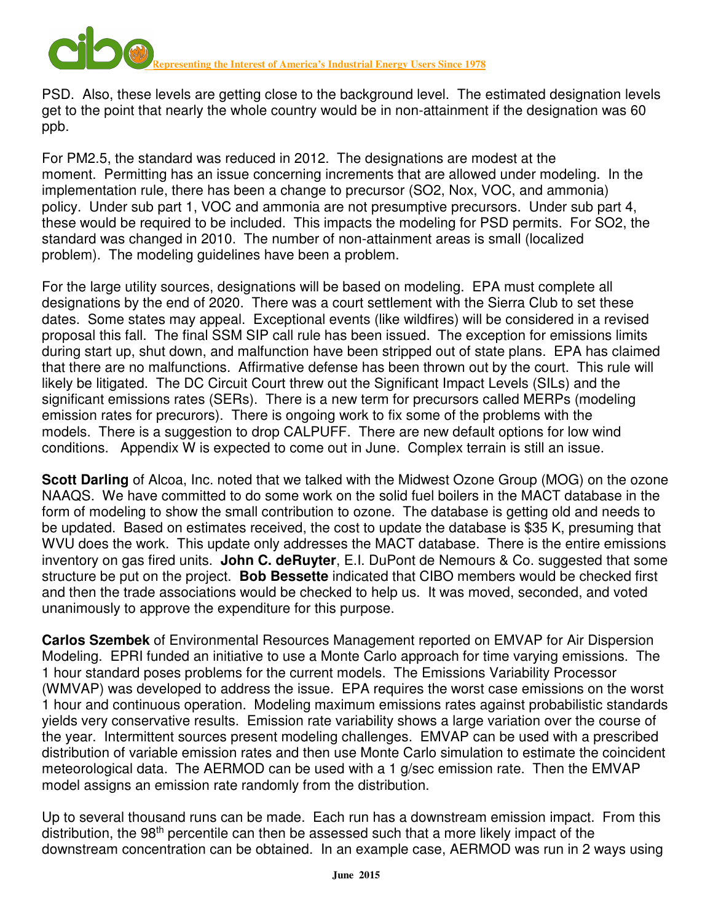PSD. Also, these levels are getting close to the background level. The estimated designation levels get to the point that nearly the whole country would be in non-attainment if the designation was 60 ppb.

For PM2.5, the standard was reduced in 2012. The designations are modest at the moment. Permitting has an issue concerning increments that are allowed under modeling. In the implementation rule, there has been a change to precursor (SO2, Nox, VOC, and ammonia) policy. Under sub part 1, VOC and ammonia are not presumptive precursors. Under sub part 4, these would be required to be included. This impacts the modeling for PSD permits. For SO2, the standard was changed in 2010. The number of non-attainment areas is small (localized problem). The modeling guidelines have been a problem.

For the large utility sources, designations will be based on modeling. EPA must complete all designations by the end of 2020. There was a court settlement with the Sierra Club to set these dates. Some states may appeal. Exceptional events (like wildfires) will be considered in a revised proposal this fall. The final SSM SIP call rule has been issued. The exception for emissions limits during start up, shut down, and malfunction have been stripped out of state plans. EPA has claimed that there are no malfunctions. Affirmative defense has been thrown out by the court. This rule will likely be litigated. The DC Circuit Court threw out the Significant Impact Levels (SILs) and the significant emissions rates (SERs). There is a new term for precursors called MERPs (modeling emission rates for precurors). There is ongoing work to fix some of the problems with the models. There is a suggestion to drop CALPUFF. There are new default options for low wind conditions. Appendix W is expected to come out in June. Complex terrain is still an issue.

**Scott Darling** of Alcoa, Inc. noted that we talked with the Midwest Ozone Group (MOG) on the ozone NAAQS. We have committed to do some work on the solid fuel boilers in the MACT database in the form of modeling to show the small contribution to ozone. The database is getting old and needs to be updated. Based on estimates received, the cost to update the database is $35 K, presuming that WVU does the work. This update only addresses the MACT database. There is the entire emissions inventory on gas fired units. **John C. deRuyter**, E.I. DuPont de Nemours & Co. suggested that some structure be put on the project. **Bob Bessette** indicated that CIBO members would be checked first and then the trade associations would be checked to help us. It was moved, seconded, and voted unanimously to approve the expenditure for this purpose.

**Carlos Szembek** of Environmental Resources Management reported on EMVAP for Air Dispersion Modeling. EPRI funded an initiative to use a Monte Carlo approach for time varying emissions. The 1 hour standard poses problems for the current models. The Emissions Variability Processor (WMVAP) was developed to address the issue. EPA requires the worst case emissions on the worst 1 hour and continuous operation. Modeling maximum emissions rates against probabilistic standards yields very conservative results. Emission rate variability shows a large variation over the course of the year. Intermittent sources present modeling challenges. EMVAP can be used with a prescribed distribution of variable emission rates and then use Monte Carlo simulation to estimate the coincident meteorological data. The AERMOD can be used with a 1 g/sec emission rate. Then the EMVAP model assigns an emission rate randomly from the distribution.

Up to several thousand runs can be made. Each run has a downstream emission impact. From this distribution, the 98th percentile can then be assessed such that a more likely impact of the downstream concentration can be obtained. In an example case, AERMOD was run in 2 ways using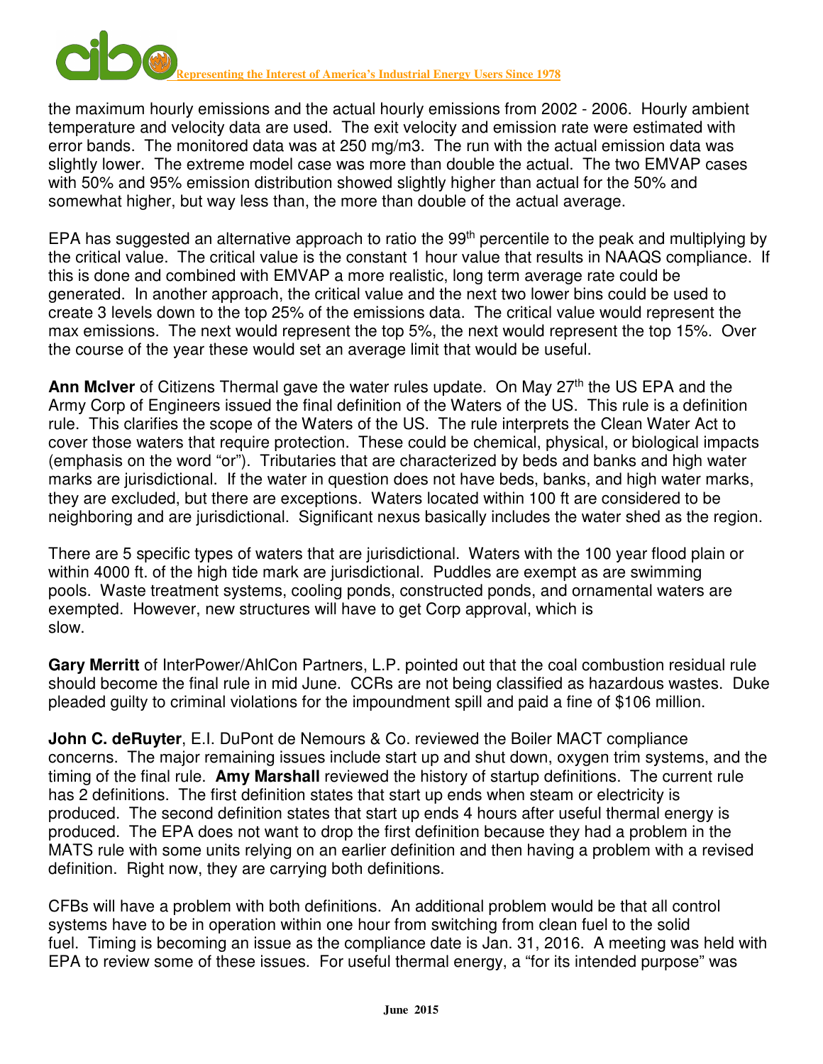the maximum hourly emissions and the actual hourly emissions from 2002 - 2006. Hourly ambient temperature and velocity data are used. The exit velocity and emission rate were estimated with error bands. The monitored data was at 250 mg/m3. The run with the actual emission data was slightly lower. The extreme model case was more than double the actual. The two EMVAP cases with 50% and 95% emission distribution showed slightly higher than actual for the 50% and somewhat higher, but way less than, the more than double of the actual average.

EPA has suggested an alternative approach to ratio the 99th percentile to the peak and multiplying by the critical value. The critical value is the constant 1 hour value that results in NAAQS compliance. If this is done and combined with EMVAP a more realistic, long term average rate could be generated. In another approach, the critical value and the next two lower bins could be used to create 3 levels down to the top 25% of the emissions data. The critical value would represent the max emissions. The next would represent the top 5%, the next would represent the top 15%. Over the course of the year these would set an average limit that would be useful.

**Ann McIver** of Citizens Thermal gave the water rules update. On May 27th the US EPA and the Army Corp of Engineers issued the final definition of the Waters of the US. This rule is a definition rule. This clarifies the scope of the Waters of the US. The rule interprets the Clean Water Act to cover those waters that require protection. These could be chemical, physical, or biological impacts (emphasis on the word "or"). Tributaries that are characterized by beds and banks and high water marks are jurisdictional. If the water in question does not have beds, banks, and high water marks, they are excluded, but there are exceptions. Waters located within 100 ft are considered to be neighboring and are jurisdictional. Significant nexus basically includes the water shed as the region.

There are 5 specific types of waters that are jurisdictional. Waters with the 100 year flood plain or within 4000 ft. of the high tide mark are jurisdictional. Puddles are exempt as are swimming pools. Waste treatment systems, cooling ponds, constructed ponds, and ornamental waters are exempted. However, new structures will have to get Corp approval, which is slow.

**Gary Merritt** of InterPower/AhlCon Partners, L.P. pointed out that the coal combustion residual rule should become the final rule in mid June. CCRs are not being classified as hazardous wastes. Duke pleaded guilty to criminal violations for the impoundment spill and paid a fine of $106 million.

**John C. deRuyter**, E.I. DuPont de Nemours & Co. reviewed the Boiler MACT compliance concerns. The major remaining issues include start up and shut down, oxygen trim systems, and the timing of the final rule. **Amy Marshall** reviewed the history of startup definitions. The current rule has 2 definitions. The first definition states that start up ends when steam or electricity is produced. The second definition states that start up ends 4 hours after useful thermal energy is produced. The EPA does not want to drop the first definition because they had a problem in the MATS rule with some units relying on an earlier definition and then having a problem with a revised definition. Right now, they are carrying both definitions.

CFBs will have a problem with both definitions. An additional problem would be that all control systems have to be in operation within one hour from switching from clean fuel to the solid fuel. Timing is becoming an issue as the compliance date is Jan. 31, 2016. A meeting was held with EPA to review some of these issues. For useful thermal energy, a "for its intended purpose" was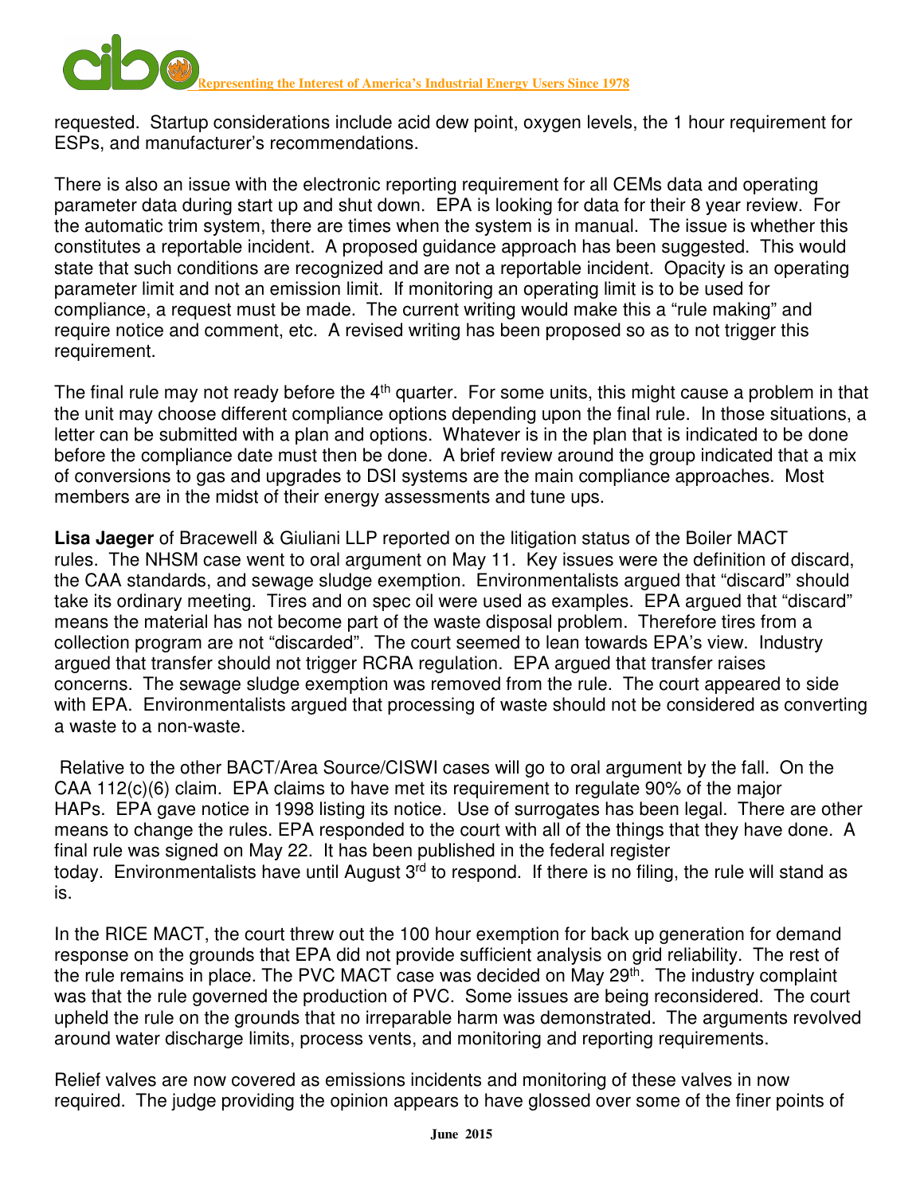requested. Startup considerations include acid dew point, oxygen levels, the 1 hour requirement for ESPs, and manufacturer's recommendations.

There is also an issue with the electronic reporting requirement for all CEMs data and operating parameter data during start up and shut down. EPA is looking for data for their 8 year review. For the automatic trim system, there are times when the system is in manual. The issue is whether this constitutes a reportable incident. A proposed guidance approach has been suggested. This would state that such conditions are recognized and are not a reportable incident. Opacity is an operating parameter limit and not an emission limit. If monitoring an operating limit is to be used for compliance, a request must be made. The current writing would make this a "rule making" and require notice and comment, etc. A revised writing has been proposed so as to not trigger this requirement.

The final rule may not ready before the 4th quarter. For some units, this might cause a problem in that the unit may choose different compliance options depending upon the final rule. In those situations, a letter can be submitted with a plan and options. Whatever is in the plan that is indicated to be done before the compliance date must then be done. A brief review around the group indicated that a mix of conversions to gas and upgrades to DSI systems are the main compliance approaches. Most members are in the midst of their energy assessments and tune ups.

**Lisa Jaeger** of Bracewell & Giuliani LLP reported on the litigation status of the Boiler MACT rules. The NHSM case went to oral argument on May 11. Key issues were the definition of discard, the CAA standards, and sewage sludge exemption. Environmentalists argued that "discard" should take its ordinary meeting. Tires and on spec oil were used as examples. EPA argued that "discard" means the material has not become part of the waste disposal problem. Therefore tires from a collection program are not "discarded". The court seemed to lean towards EPA's view. Industry argued that transfer should not trigger RCRA regulation. EPA argued that transfer raises concerns. The sewage sludge exemption was removed from the rule. The court appeared to side with EPA. Environmentalists argued that processing of waste should not be considered as converting a waste to a non-waste.

Relative to the other BACT/Area Source/CISWI cases will go to oral argument by the fall. On the CAA 112(c)(6) claim. EPA claims to have met its requirement to regulate 90% of the major HAPs. EPA gave notice in 1998 listing its notice. Use of surrogates has been legal. There are other means to change the rules. EPA responded to the court with all of the things that they have done. A final rule was signed on May 22. It has been published in the federal register today. Environmentalists have until August 3rd to respond. If there is no filing, the rule will stand as is.

In the RICE MACT, the court threw out the 100 hour exemption for back up generation for demand response on the grounds that EPA did not provide sufficient analysis on grid reliability. The rest of the rule remains in place. The PVC MACT case was decided on May 29th. The industry complaint was that the rule governed the production of PVC. Some issues are being reconsidered. The court upheld the rule on the grounds that no irreparable harm was demonstrated. The arguments revolved around water discharge limits, process vents, and monitoring and reporting requirements.

Relief valves are now covered as emissions incidents and monitoring of these valves in now required. The judge providing the opinion appears to have glossed over some of the finer points of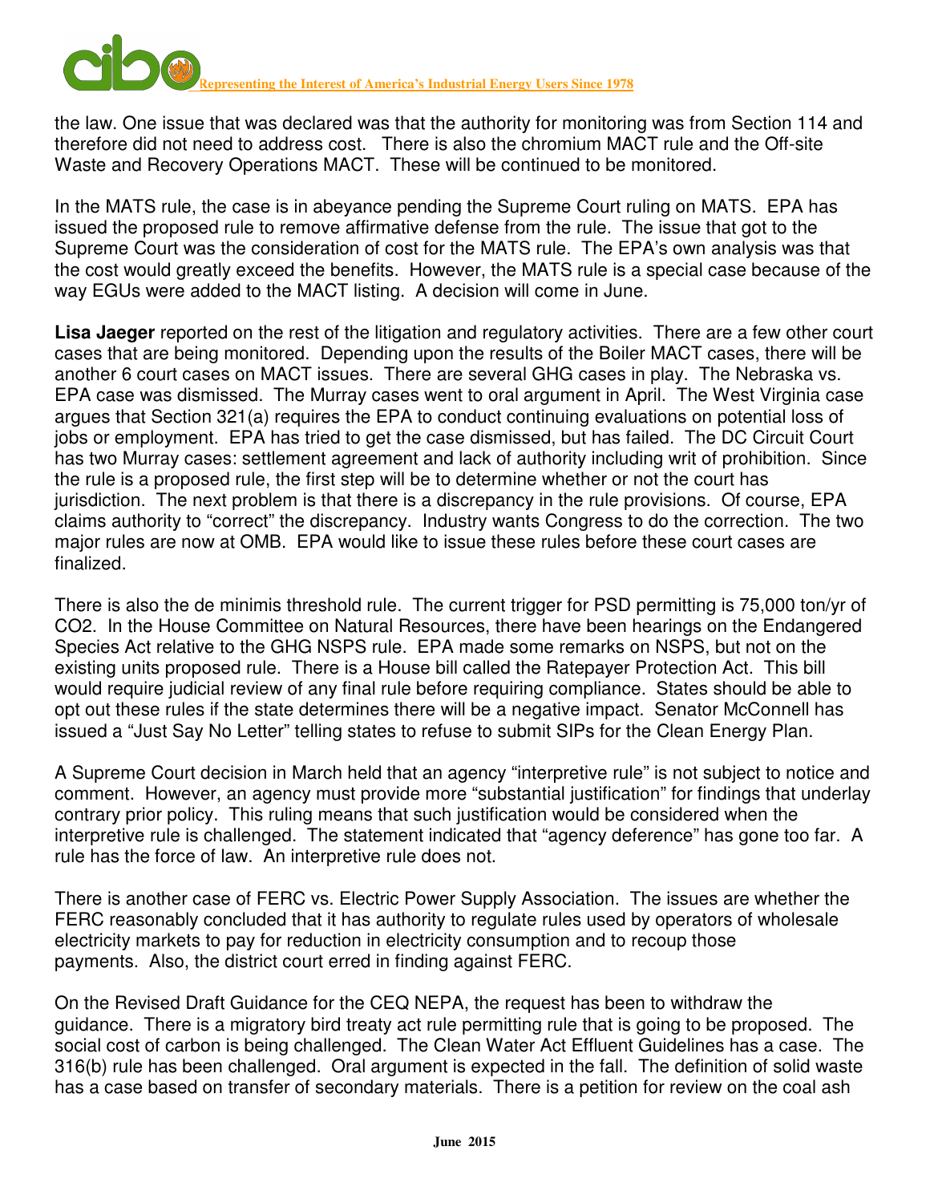the law. One issue that was declared was that the authority for monitoring was from Section 114 and therefore did not need to address cost. There is also the chromium MACT rule and the Off-site Waste and Recovery Operations MACT. These will be continued to be monitored.

In the MATS rule, the case is in abeyance pending the Supreme Court ruling on MATS. EPA has issued the proposed rule to remove affirmative defense from the rule. The issue that got to the Supreme Court was the consideration of cost for the MATS rule. The EPA's own analysis was that the cost would greatly exceed the benefits. However, the MATS rule is a special case because of the way EGUs were added to the MACT listing. A decision will come in June.

**Lisa Jaeger** reported on the rest of the litigation and regulatory activities. There are a few other court cases that are being monitored. Depending upon the results of the Boiler MACT cases, there will be another 6 court cases on MACT issues. There are several GHG cases in play. The Nebraska vs. EPA case was dismissed. The Murray cases went to oral argument in April. The West Virginia case argues that Section 321(a) requires the EPA to conduct continuing evaluations on potential loss of jobs or employment. EPA has tried to get the case dismissed, but has failed. The DC Circuit Court has two Murray cases: settlement agreement and lack of authority including writ of prohibition. Since the rule is a proposed rule, the first step will be to determine whether or not the court has jurisdiction. The next problem is that there is a discrepancy in the rule provisions. Of course, EPA claims authority to "correct" the discrepancy. Industry wants Congress to do the correction. The two major rules are now at OMB. EPA would like to issue these rules before these court cases are finalized.

There is also the de minimis threshold rule. The current trigger for PSD permitting is 75,000 ton/yr of $CO_2$. In the House Committee on Natural Resources, there have been hearings on the Endangered Species Act relative to the GHG NSPS rule. EPA made some remarks on NSPS, but not on the existing units proposed rule. There is a House bill called the Ratepayer Protection Act. This bill would require judicial review of any final rule before requiring compliance. States should be able to opt out these rules if the state determines there will be a negative impact. Senator McConnell has issued a "Just Say No Letter" telling states to refuse to submit SIPs for the Clean Energy Plan.

A Supreme Court decision in March held that an agency "interpretive rule" is not subject to notice and comment. However, an agency must provide more "substantial justification" for findings that underlay contrary prior policy. This ruling means that such justification would be considered when the interpretive rule is challenged. The statement indicated that "agency deference" has gone too far. A rule has the force of law. An interpretive rule does not.

There is another case of FERC vs. Electric Power Supply Association. The issues are whether the FERC reasonably concluded that it has authority to regulate rules used by operators of wholesale electricity markets to pay for reduction in electricity consumption and to recoup those payments. Also, the district court erred in finding against FERC.

On the Revised Draft Guidance for the CEQ NEPA, the request has been to withdraw the guidance. There is a migratory bird treaty act rule permitting rule that is going to be proposed. The social cost of carbon is being challenged. The Clean Water Act Effluent Guidelines has a case. The 316(b) rule has been challenged. Oral argument is expected in the fall. The definition of solid waste has a case based on transfer of secondary materials. There is a petition for review on the coal ash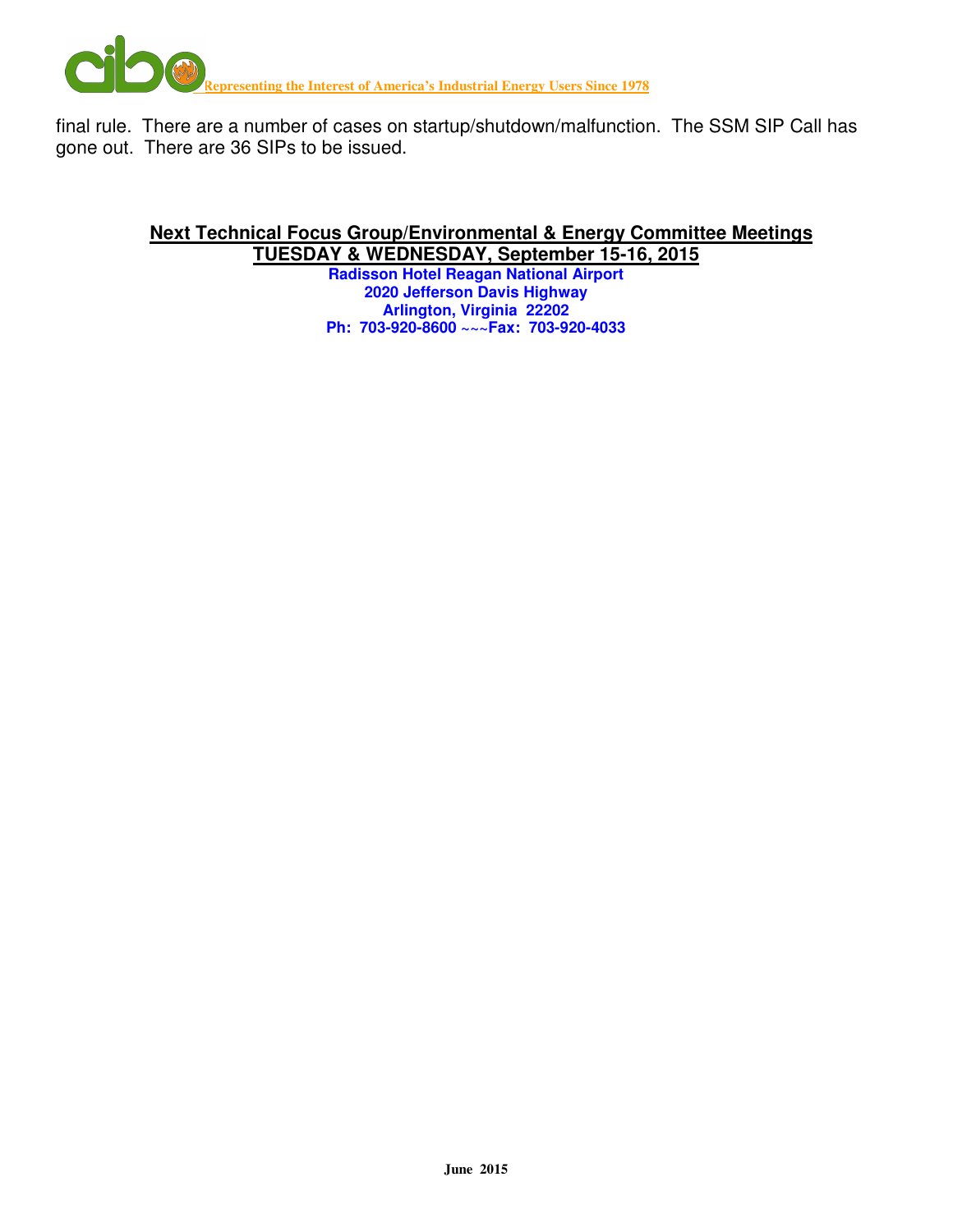final rule. There are a number of cases on startup/shutdown/malfunction. The SSM SIP Call has gone out. There are 36 SIPs to be issued.

**Next Technical Focus Group/Environmental & Energy Committee Meetings**
**TUESDAY & WEDNESDAY, September 15-16, 2015**

**Radisson Hotel Reagan National Airport**
**2020 Jefferson Davis Highway**
**Arlington, Virginia 22202**
**Ph: 703-920-8600 ~~~Fax: 703-920-4033**